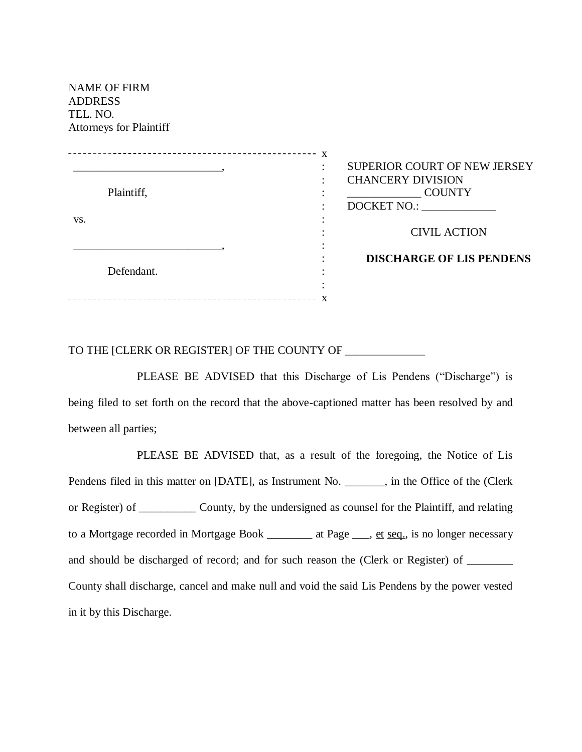NAME OF FIRM
ADDRESS
TEL. NO.
Attorneys for Plaintiff

| | |
|---|---|
| ___________________________,<br><br>Plaintiff,<br><br>vs.<br><br>___________________________,<br><br>Defendant. | SUPERIOR COURT OF NEW JERSEY<br>CHANCERY DIVISION<br>_____________ COUNTY<br>DOCKET NO.: _____________<br><br>CIVIL ACTION<br><br>**DISCHARGE OF LIS PENDENS** |

TO THE [CLERK OR REGISTER] OF THE COUNTY OF ______________

PLEASE BE ADVISED that this Discharge of Lis Pendens ("Discharge") is being filed to set forth on the record that the above-captioned matter has been resolved by and between all parties;

PLEASE BE ADVISED that, as a result of the foregoing, the Notice of Lis Pendens filed in this matter on [DATE], as Instrument No. _______, in the Office of the (Clerk or Register) of __________ County, by the undersigned as counsel for the Plaintiff, and relating to a Mortgage recorded in Mortgage Book ________ at Page ___, et seq., is no longer necessary and should be discharged of record; and for such reason the (Clerk or Register) of ________ County shall discharge, cancel and make null and void the said Lis Pendens by the power vested in it by this Discharge.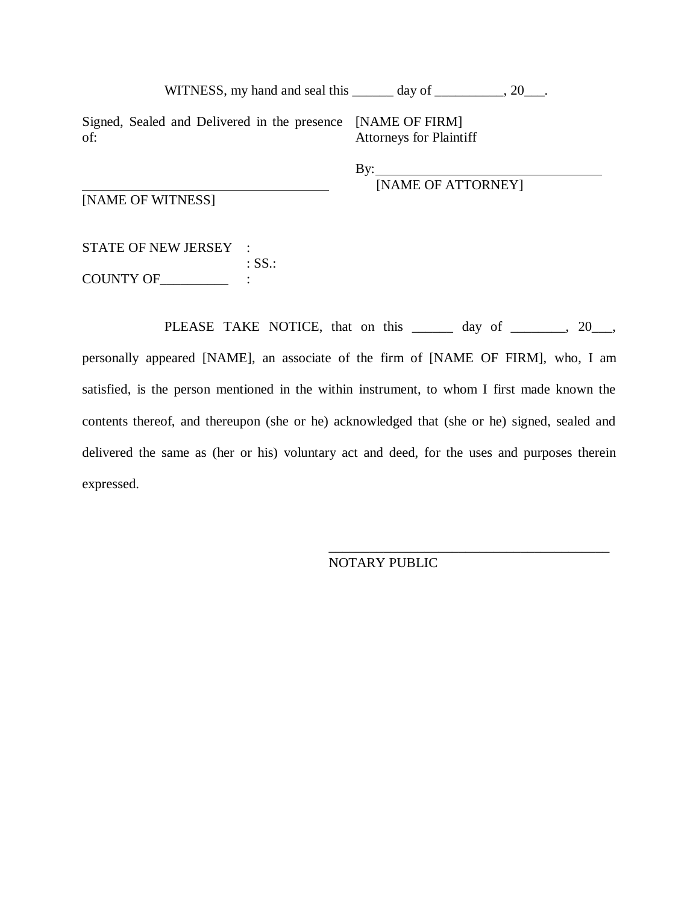WITNESS, my hand and seal this ______ day of __________, 20___.

| | |
|---|---|
| Signed, Sealed and Delivered in the presence of: | [NAME OF FIRM]<br>Attorneys for Plaintiff |
| | By:________________________________ |
| ____________________________________<br>[NAME OF WITNESS] | [NAME OF ATTORNEY] |

STATE OF NEW JERSEY :
: SS.:
COUNTY OF__________ :

PLEASE TAKE NOTICE, that on this ______ day of ________, 20___, personally appeared [NAME], an associate of the firm of [NAME OF FIRM], who, I am satisfied, is the person mentioned in the within instrument, to whom I first made known the contents thereof, and thereupon (she or he) acknowledged that (she or he) signed, sealed and delivered the same as (her or his) voluntary act and deed, for the uses and purposes therein expressed.

__________________________________________
NOTARY PUBLIC